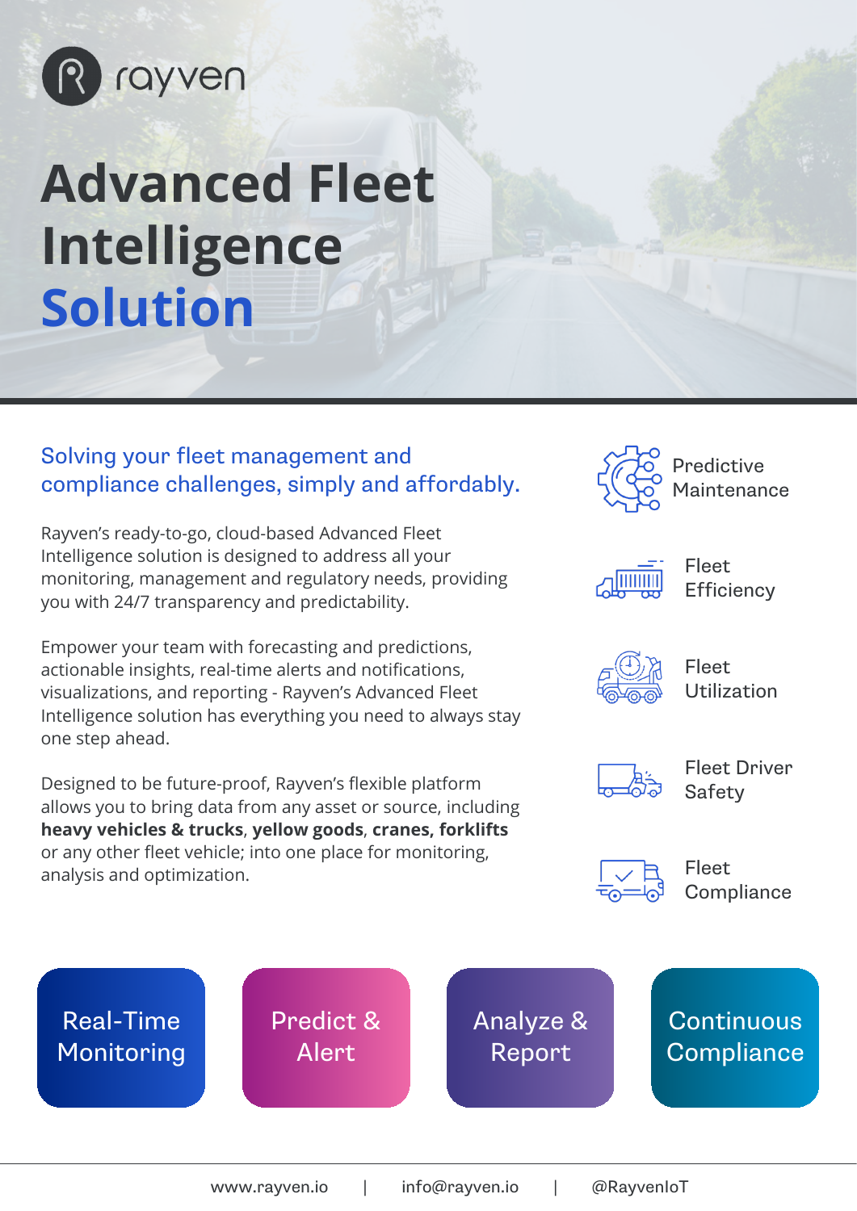rayven

# Advanced Fleet Intelligence Solution

## Solving your fleet management and compliance challenges, simply and affordably.

Rayven's ready-to-go, cloud-based Advanced Fleet Intelligence solution is designed to address all your monitoring, management and regulatory needs, providing you with 24/7 transparency and predictability.

Empower your team with forecasting and predictions, actionable insights, real-time alerts and notifications, visualizations, and reporting - Rayven's Advanced Fleet Intelligence solution has everything you need to always stay one step ahead.

Designed to be future-proof, Rayven's flexible platform allows you to bring data from any asset or source, including **heavy vehicles & trucks**, **yellow goods**, **cranes, forklifts** or any other fleet vehicle; into one place for monitoring, analysis and optimization.

- Predictive Maintenance
- Fleet Efficiency
- Fleet Utilization
- Fleet Driver Safety
- Fleet Compliance

Real-Time Monitoring | Predict & Alert | Analyze & Report | Continuous Compliance

www.rayven.io | info@rayven.io | @RayvenIoT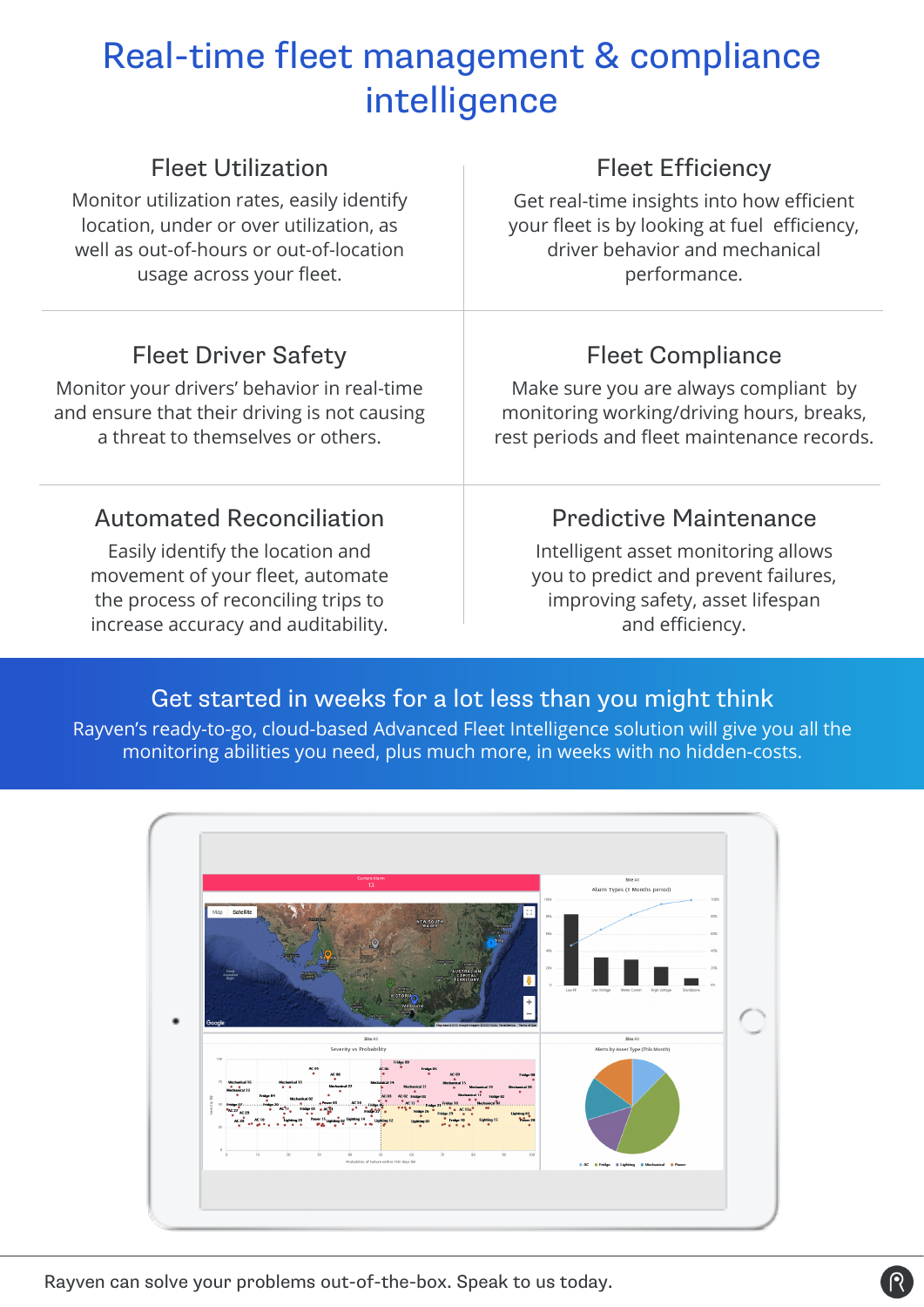# Real-time fleet management & compliance intelligence

## Fleet Utilization

Monitor utilization rates, easily identify location, under or over utilization, as well as out-of-hours or out-of-location usage across your fleet.

## Fleet Efficiency

Get real-time insights into how efficient your fleet is by looking at fuel efficiency, driver behavior and mechanical performance.

## Fleet Driver Safety

Monitor your drivers' behavior in real-time and ensure that their driving is not causing a threat to themselves or others.

## Fleet Compliance

Make sure you are always compliant by monitoring working/driving hours, breaks, rest periods and fleet maintenance records.

## Automated Reconciliation

Easily identify the location and movement of your fleet, automate the process of reconciling trips to increase accuracy and auditability.

## Predictive Maintenance

Intelligent asset monitoring allows you to predict and prevent failures, improving safety, asset lifespan and efficiency.

## Get started in weeks for a lot less than you might think

Rayven's ready-to-go, cloud-based Advanced Fleet Intelligence solution will give you all the monitoring abilities you need, plus much more, in weeks with no hidden-costs.

Rayven can solve your problems out-of-the-box. Speak to us today.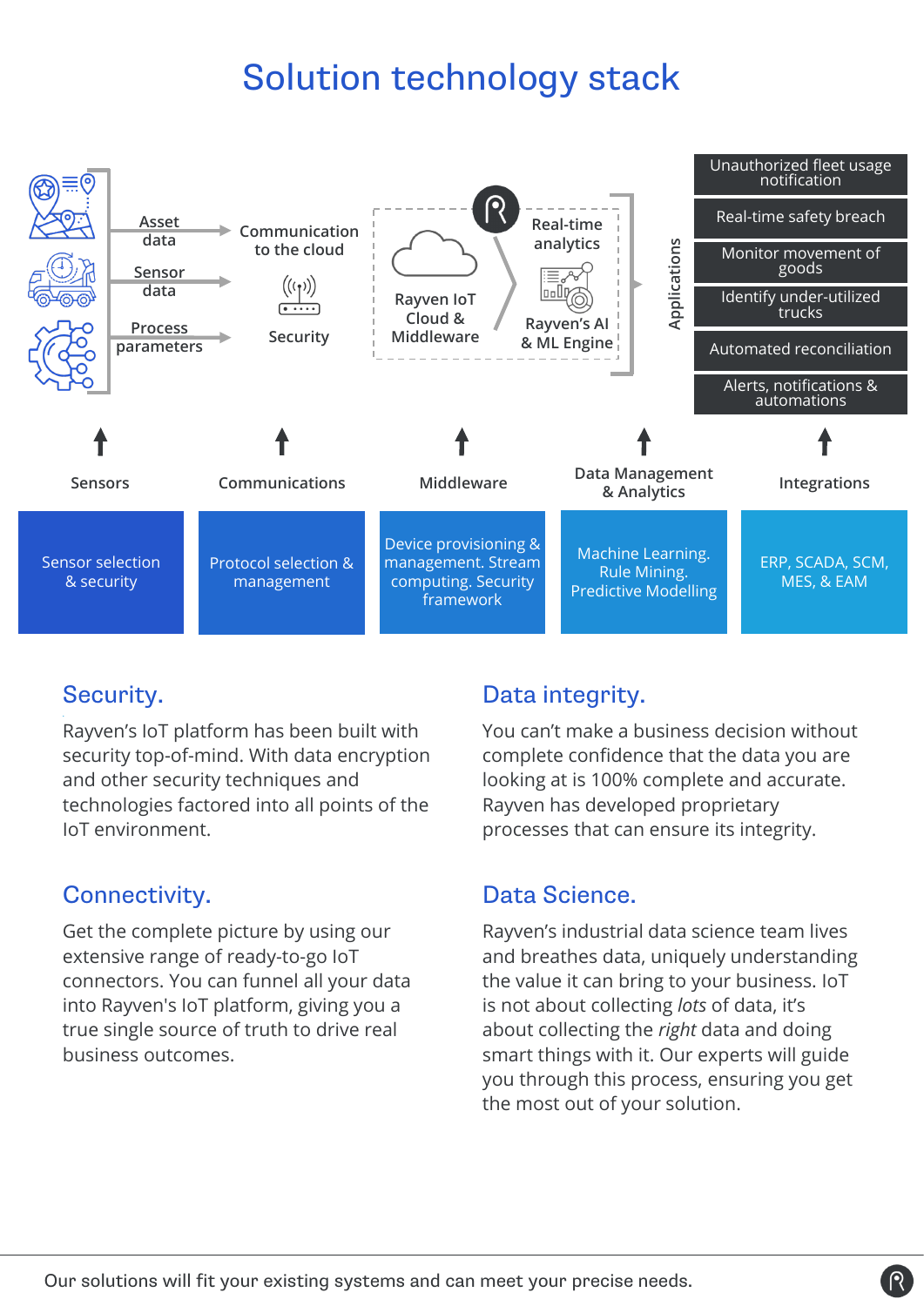# Solution technology stack

Asset data

Sensor data

Process parameters

Communication to the cloud

Security

Rayyen IoT Cloud & Middleware

Real-time analytics

Rayven's AI & ML Engine

Applications

Unauthorized fleet usage notification

Real-time safety breach

Monitor movement of goods

Identify under-utilized trucks

Automated reconciliation

Alerts, notifications & automations

Sensors

Communications

Middleware

Data Management & Analytics

Integrations

Sensor selection & security

Protocol selection & management

Device provisioning & management. Stream computing. Security framework

Machine Learning. Rule Mining. Predictive Modelling

ERP, SCADA, SCM, MES, & EAM

## Security.

Rayven's IoT platform has been built with security top-of-mind. With data encryption and other security techniques and technologies factored into all points of the IoT environment.

## Connectivity.

Get the complete picture by using our extensive range of ready-to-go IoT connectors. You can funnel all your data into Rayven's IoT platform, giving you a true single source of truth to drive real business outcomes.

## Data integrity.

You can't make a business decision without complete confidence that the data you are looking at is 100% complete and accurate. Rayven has developed proprietary processes that can ensure its integrity.

## Data Science.

Rayven's industrial data science team lives and breathes data, uniquely understanding the value it can bring to your business. IoT is not about collecting *lots* of data, it's about collecting the *right* data and doing smart things with it. Our experts will guide you through this process, ensuring you get the most out of your solution.

Our solutions will fit your existing systems and can meet your precise needs.